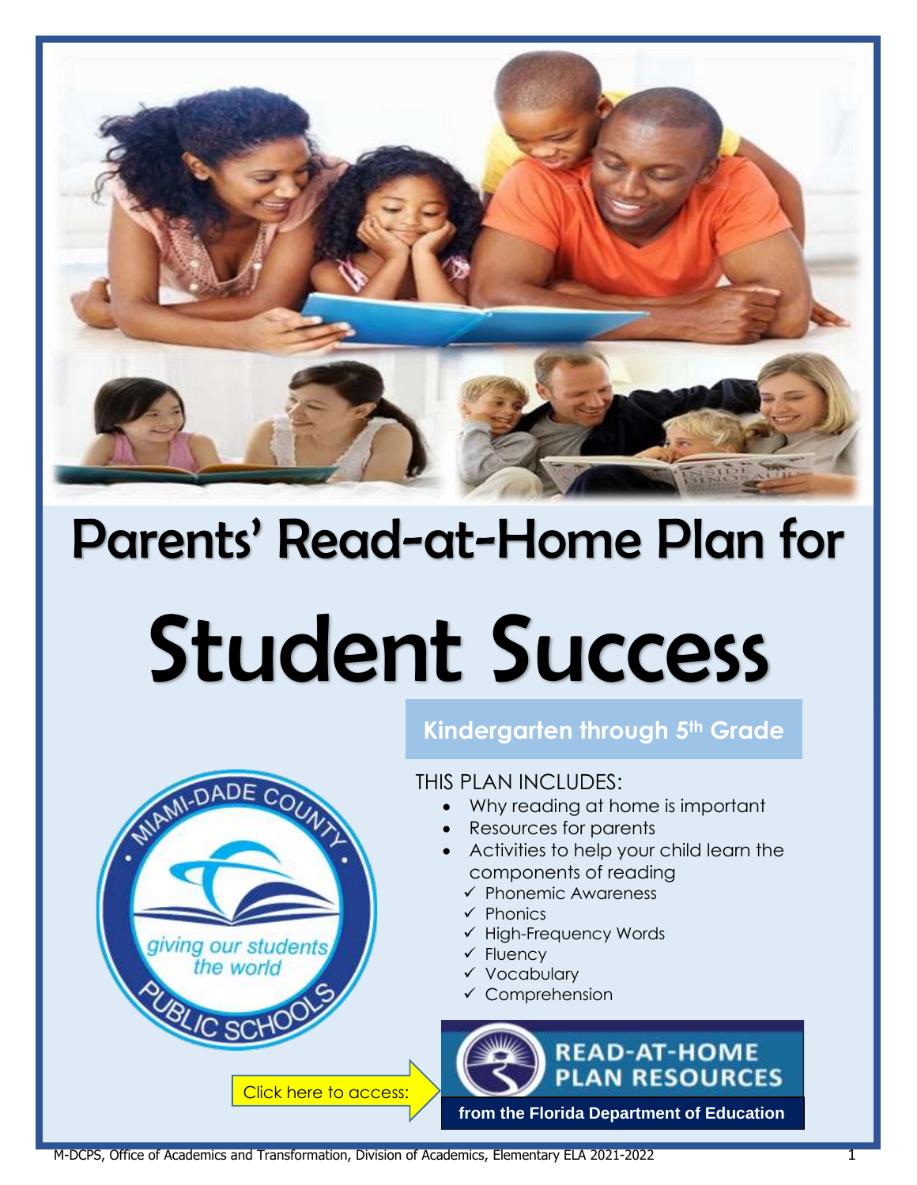# Parents' Read-at-Home Plan for

# Student Success

**Kindergarten through 5th Grade**

THIS PLAN INCLUDES:

- Why reading at home is important
- Resources for parents
- Activities to help your child learn the components of reading
  - ✓ Phonemic Awareness
  - ✓ Phonics
  - ✓ High-Frequency Words
  - ✓ Fluency
  - ✓ Vocabulary
  - ✓ Comprehension

Click here to access: **READ-AT-HOME PLAN RESOURCES** **from the Florida Department of Education**

M-DCPS, Office of Academics and Transformation, Division of Academics, Elementary ELA 2021-2022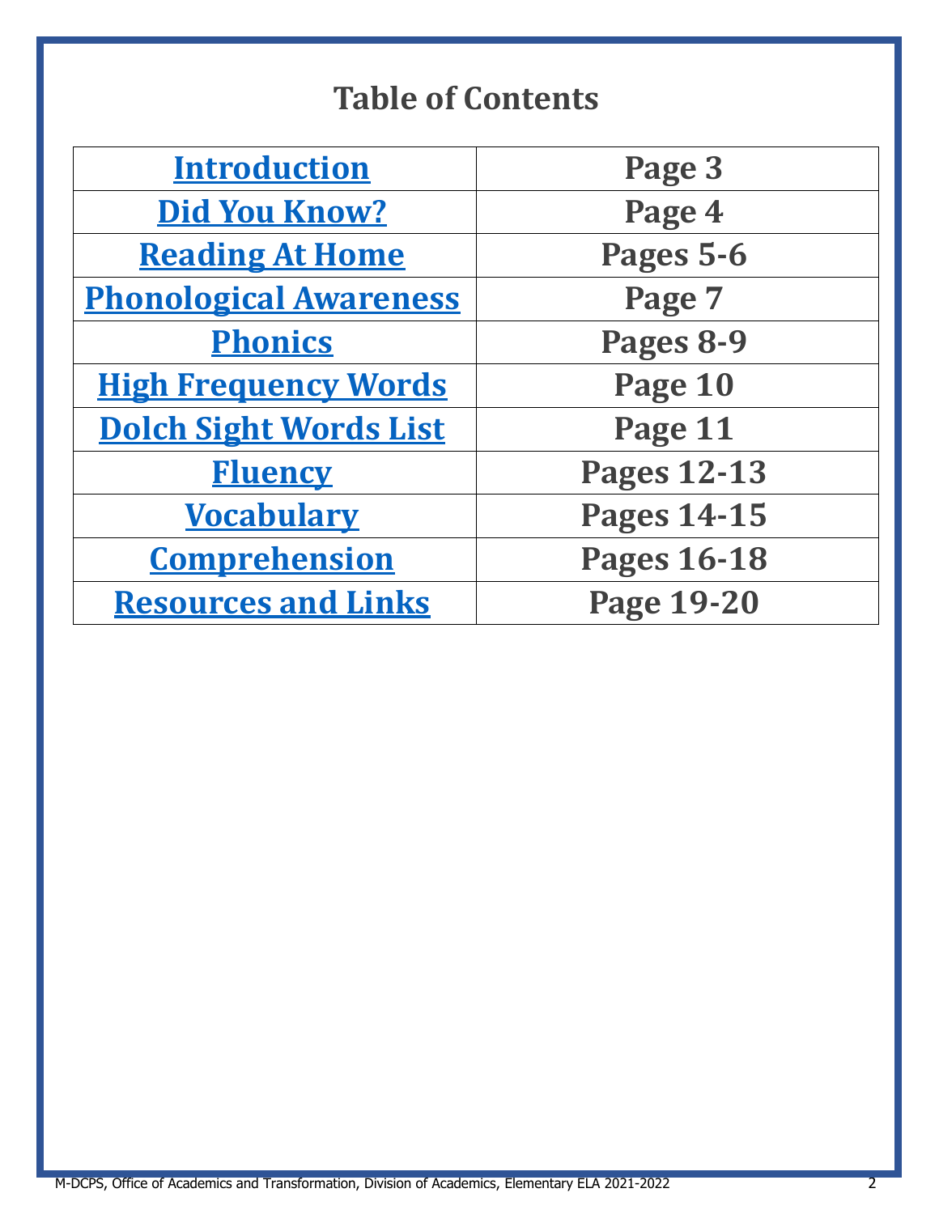# Table of Contents

| Introduction | Page 3 |
|---|---|
| Did You Know? | Page 4 |
| Reading At Home | Pages 5-6 |
| Phonological Awareness | Page 7 |
| Phonics | Pages 8-9 |
| High Frequency Words | Page 10 |
| Dolch Sight Words List | Page 11 |
| Fluency | Pages 12-13 |
| Vocabulary | Pages 14-15 |
| Comprehension | Pages 16-18 |
| Resources and Links | Page 19-20 |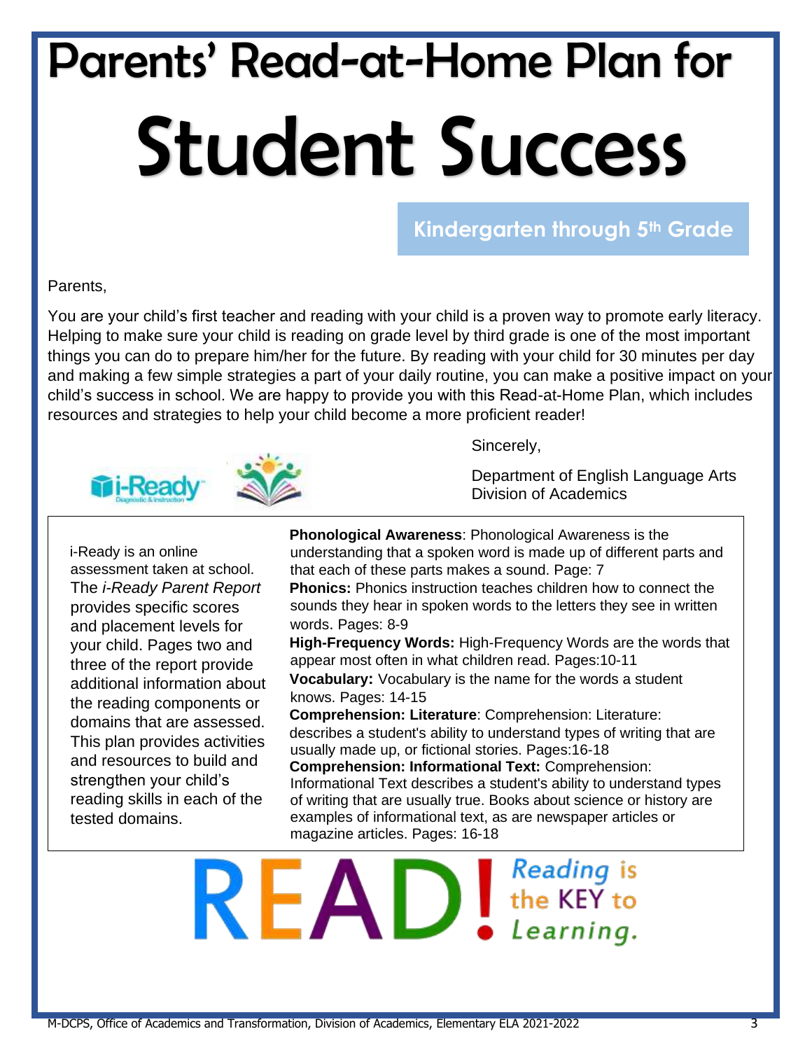# Parents' Read-at-Home Plan for

# Student Success

## Kindergarten through 5th Grade

Parents,

You are your child's first teacher and reading with your child is a proven way to promote early literacy. Helping to make sure your child is reading on grade level by third grade is one of the most important things you can do to prepare him/her for the future. By reading with your child for 30 minutes per day and making a few simple strategies a part of your daily routine, you can make a positive impact on your child's success in school. We are happy to provide you with this Read-at-Home Plan, which includes resources and strategies to help your child become a more proficient reader!

Sincerely,

Department of English Language Arts
Division of Academics

i-Ready is an online assessment taken at school. The *i-Ready Parent Report* provides specific scores and placement levels for your child. Pages two and three of the report provide additional information about the reading components or domains that are assessed. This plan provides activities and resources to build and strengthen your child's reading skills in each of the tested domains.

**Phonological Awareness**: Phonological Awareness is the understanding that a spoken word is made up of different parts and that each of these parts makes a sound. Page: 7

**Phonics:** Phonics instruction teaches children how to connect the sounds they hear in spoken words to the letters they see in written words. Pages: 8-9

**High-Frequency Words:** High-Frequency Words are the words that appear most often in what children read. Pages:10-11

**Vocabulary:** Vocabulary is the name for the words a student knows. Pages: 14-15

**Comprehension: Literature**: Comprehension: Literature: describes a student's ability to understand types of writing that are usually made up, or fictional stories. Pages:16-18

**Comprehension: Informational Text:** Comprehension: Informational Text describes a student's ability to understand types of writing that are usually true. Books about science or history are examples of informational text, as are newspaper articles or magazine articles. Pages: 16-18

READ! Reading is the KEY to Learning.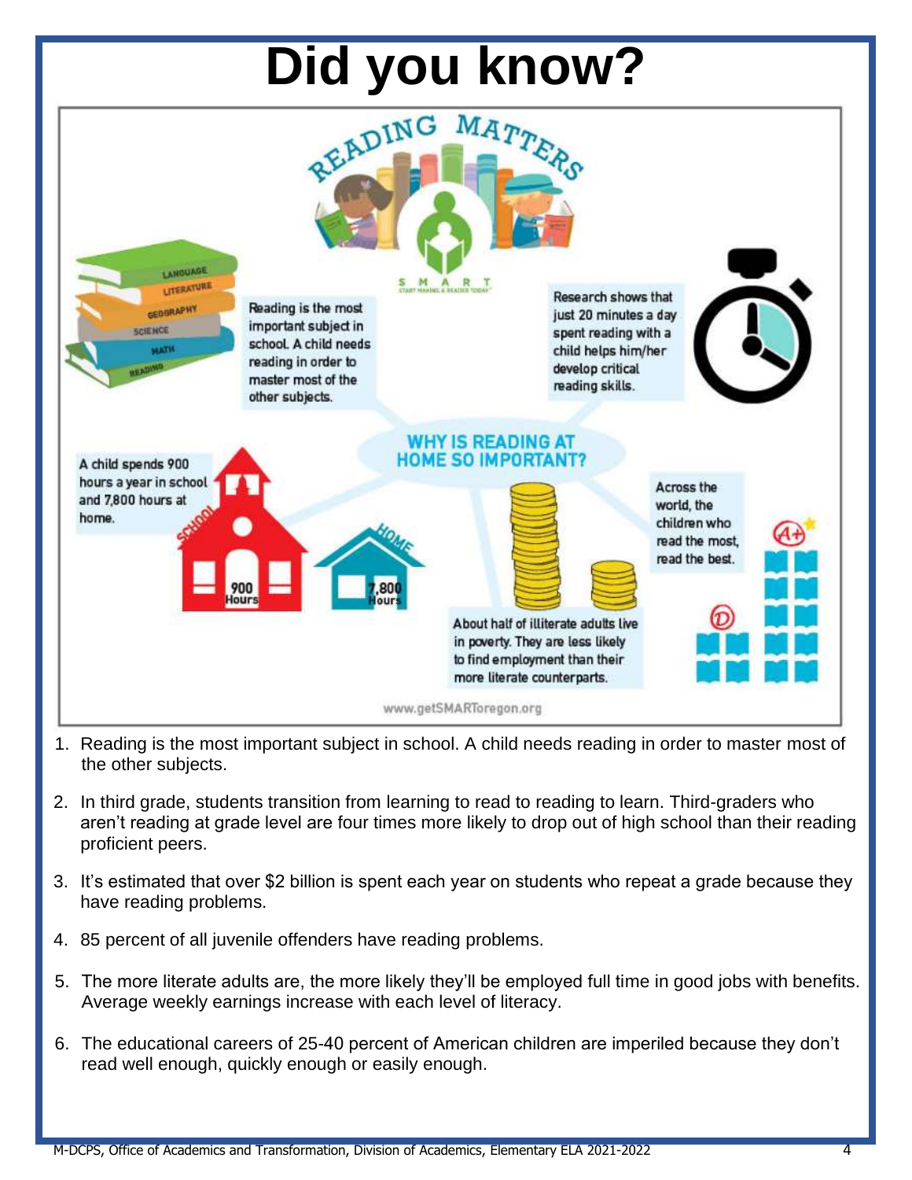# Did you know?

READING MATTERS

SMART — START MAKING A READER TODAY

Reading is the most important subject in school. A child needs reading in order to master most of the other subjects.

Research shows that just 20 minutes a day spent reading with a child helps him/her develop critical reading skills.

WHY IS READING AT HOME SO IMPORTANT?

A child spends 900 hours a year in school and 7,800 hours at home.

Across the world, the children who read the most, read the best.

About half of illiterate adults live in poverty. They are less likely to find employment than their more literate counterparts.

www.getSMARToregon.org

1. Reading is the most important subject in school. A child needs reading in order to master most of the other subjects.

2. In third grade, students transition from learning to read to reading to learn. Third-graders who aren't reading at grade level are four times more likely to drop out of high school than their reading proficient peers.

3. It's estimated that over $2 billion is spent each year on students who repeat a grade because they have reading problems.

4. 85 percent of all juvenile offenders have reading problems.

5. The more literate adults are, the more likely they'll be employed full time in good jobs with benefits. Average weekly earnings increase with each level of literacy.

6. The educational careers of 25-40 percent of American children are imperiled because they don't read well enough, quickly enough or easily enough.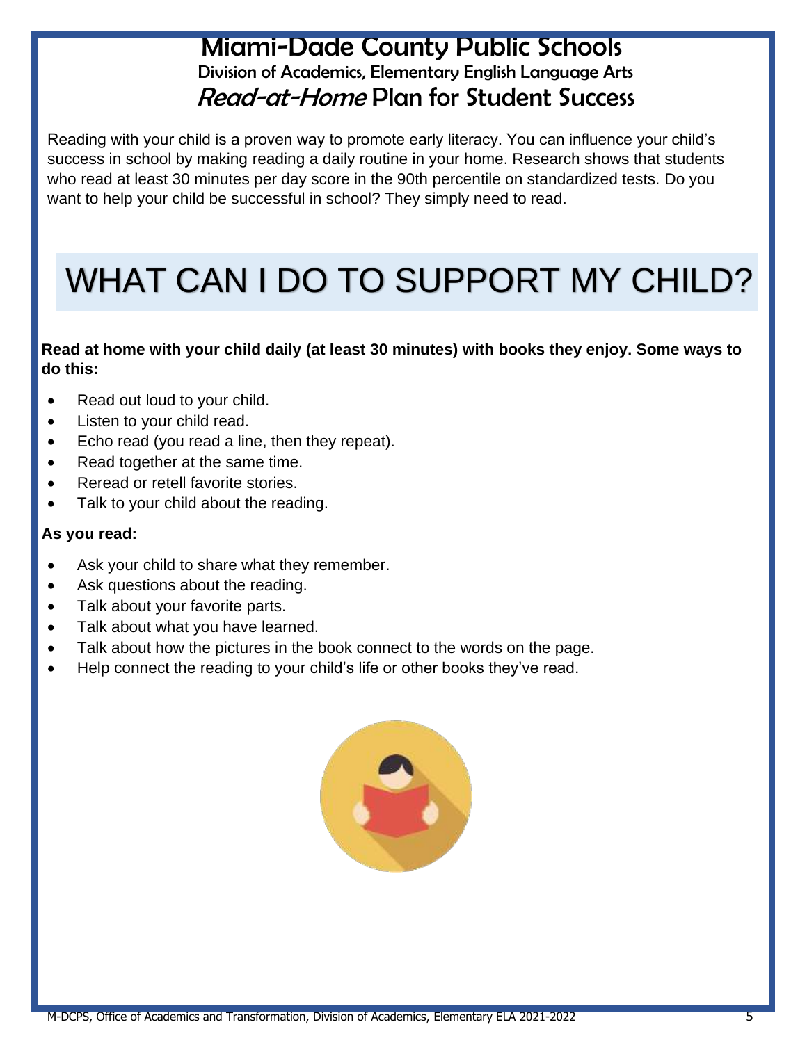# Miami-Dade County Public Schools

## Division of Academics, Elementary English Language Arts

## *Read-at-Home* Plan for Student Success

Reading with your child is a proven way to promote early literacy. You can influence your child's success in school by making reading a daily routine in your home. Research shows that students who read at least 30 minutes per day score in the 90th percentile on standardized tests. Do you want to help your child be successful in school? They simply need to read.

# WHAT CAN I DO TO SUPPORT MY CHILD?

**Read at home with your child daily (at least 30 minutes) with books they enjoy. Some ways to do this:**

- Read out loud to your child.
- Listen to your child read.
- Echo read (you read a line, then they repeat).
- Read together at the same time.
- Reread or retell favorite stories.
- Talk to your child about the reading.

**As you read:**

- Ask your child to share what they remember.
- Ask questions about the reading.
- Talk about your favorite parts.
- Talk about what you have learned.
- Talk about how the pictures in the book connect to the words on the page.
- Help connect the reading to your child's life or other books they've read.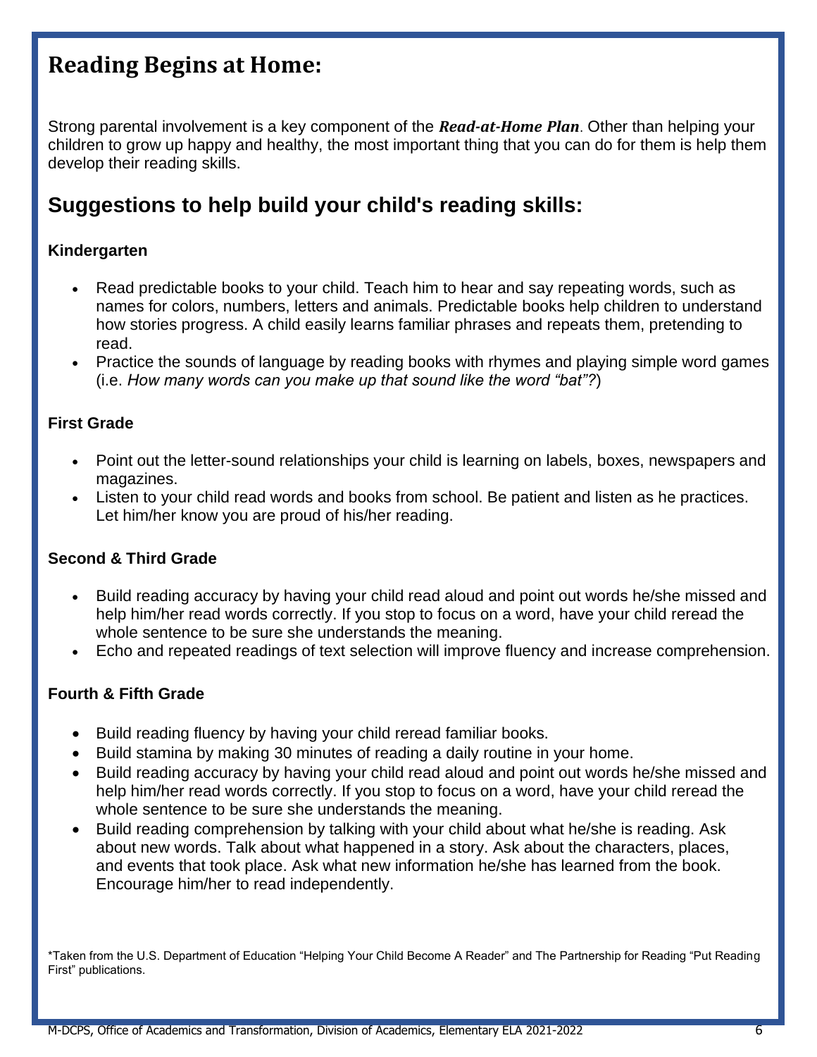# Reading Begins at Home:

Strong parental involvement is a key component of the ***Read-at-Home Plan***. Other than helping your children to grow up happy and healthy, the most important thing that you can do for them is help them develop their reading skills.

## Suggestions to help build your child's reading skills:

### Kindergarten

- Read predictable books to your child. Teach him to hear and say repeating words, such as names for colors, numbers, letters and animals. Predictable books help children to understand how stories progress. A child easily learns familiar phrases and repeats them, pretending to read.
- Practice the sounds of language by reading books with rhymes and playing simple word games (i.e. *How many words can you make up that sound like the word "bat"?*)

### First Grade

- Point out the letter-sound relationships your child is learning on labels, boxes, newspapers and magazines.
- Listen to your child read words and books from school. Be patient and listen as he practices. Let him/her know you are proud of his/her reading.

### Second & Third Grade

- Build reading accuracy by having your child read aloud and point out words he/she missed and help him/her read words correctly. If you stop to focus on a word, have your child reread the whole sentence to be sure she understands the meaning.
- Echo and repeated readings of text selection will improve fluency and increase comprehension.

### Fourth & Fifth Grade

- Build reading fluency by having your child reread familiar books.
- Build stamina by making 30 minutes of reading a daily routine in your home.
- Build reading accuracy by having your child read aloud and point out words he/she missed and help him/her read words correctly. If you stop to focus on a word, have your child reread the whole sentence to be sure she understands the meaning.
- Build reading comprehension by talking with your child about what he/she is reading. Ask about new words. Talk about what happened in a story. Ask about the characters, places, and events that took place. Ask what new information he/she has learned from the book. Encourage him/her to read independently.

*Taken from the U.S. Department of Education "Helping Your Child Become A Reader" and The Partnership for Reading "Put Reading First" publications.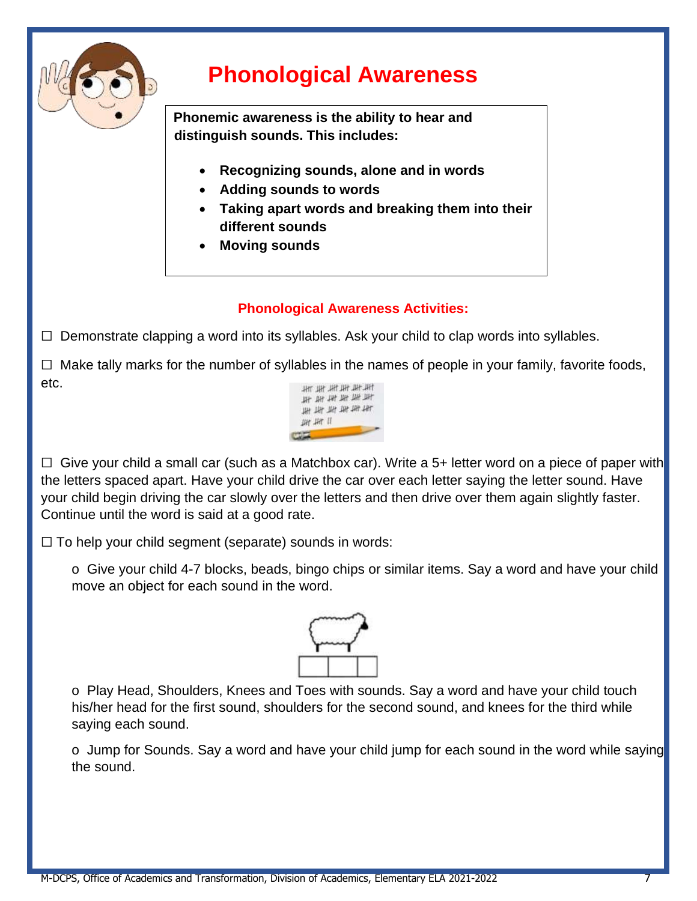# Phonological Awareness

**Phonemic awareness is the ability to hear and distinguish sounds. This includes:**

- **Recognizing sounds, alone and in words**
- **Adding sounds to words**
- **Taking apart words and breaking them into their different sounds**
- **Moving sounds**

## Phonological Awareness Activities:

☐ Demonstrate clapping a word into its syllables. Ask your child to clap words into syllables.

☐ Make tally marks for the number of syllables in the names of people in your family, favorite foods, etc.

☐ Give your child a small car (such as a Matchbox car). Write a 5+ letter word on a piece of paper with the letters spaced apart. Have your child drive the car over each letter saying the letter sound. Have your child begin driving the car slowly over the letters and then drive over them again slightly faster. Continue until the word is said at a good rate.

☐ To help your child segment (separate) sounds in words:

- o Give your child 4-7 blocks, beads, bingo chips or similar items. Say a word and have your child move an object for each sound in the word.
- o Play Head, Shoulders, Knees and Toes with sounds. Say a word and have your child touch his/her head for the first sound, shoulders for the second sound, and knees for the third while saying each sound.
- o Jump for Sounds. Say a word and have your child jump for each sound in the word while saying the sound.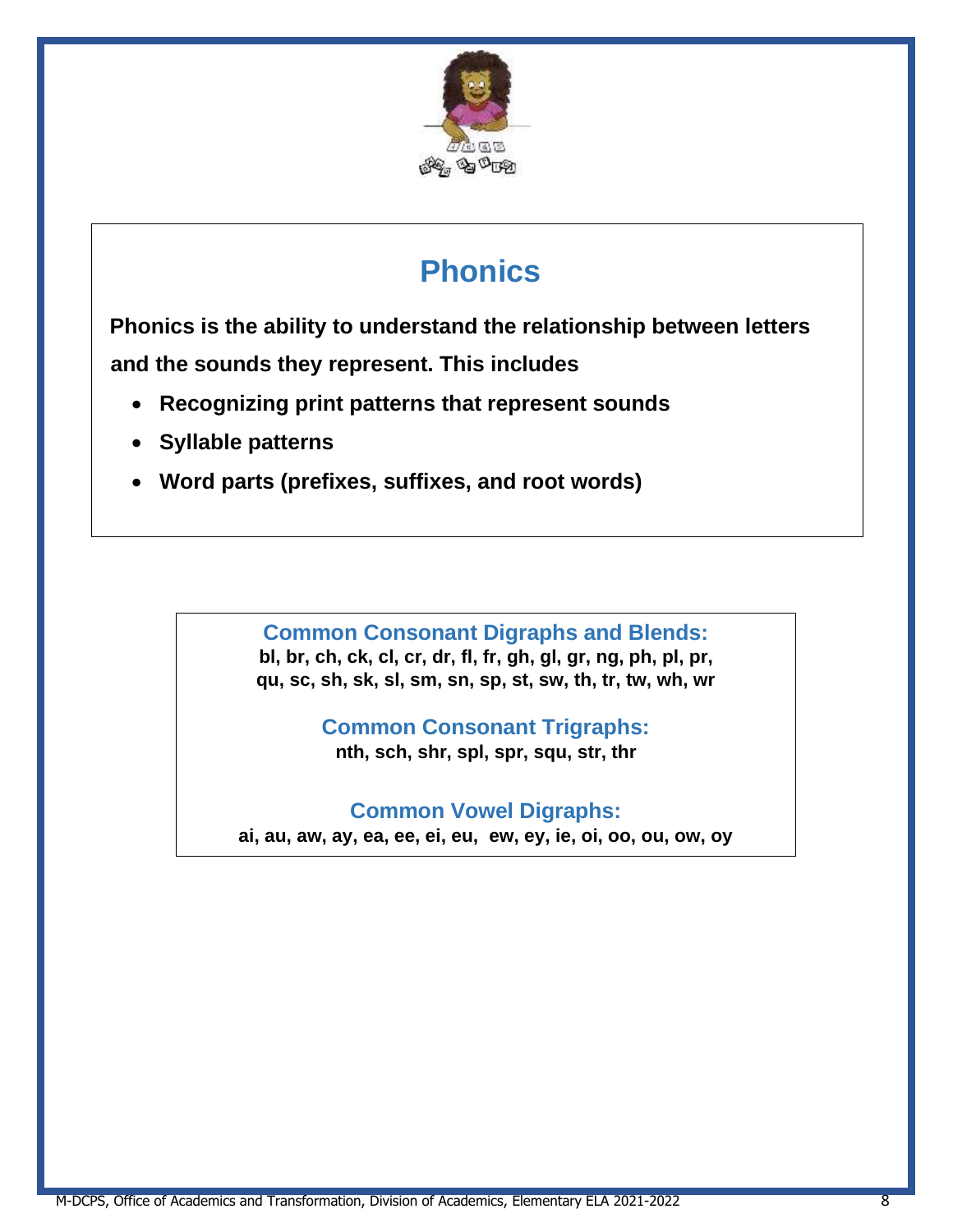# Phonics

**Phonics is the ability to understand the relationship between letters and the sounds they represent. This includes**

- **Recognizing print patterns that represent sounds**
- **Syllable patterns**
- **Word parts (prefixes, suffixes, and root words)**

## Common Consonant Digraphs and Blends:

**bl, br, ch, ck, cl, cr, dr, fl, fr, gh, gl, gr, ng, ph, pl, pr, qu, sc, sh, sk, sl, sm, sn, sp, st, sw, th, tr, tw, wh, wr**

## Common Consonant Trigraphs:

**nth, sch, shr, spl, spr, squ, str, thr**

## Common Vowel Digraphs:

**ai, au, aw, ay, ea, ee, ei, eu, ew, ey, ie, oi, oo, ou, ow, oy**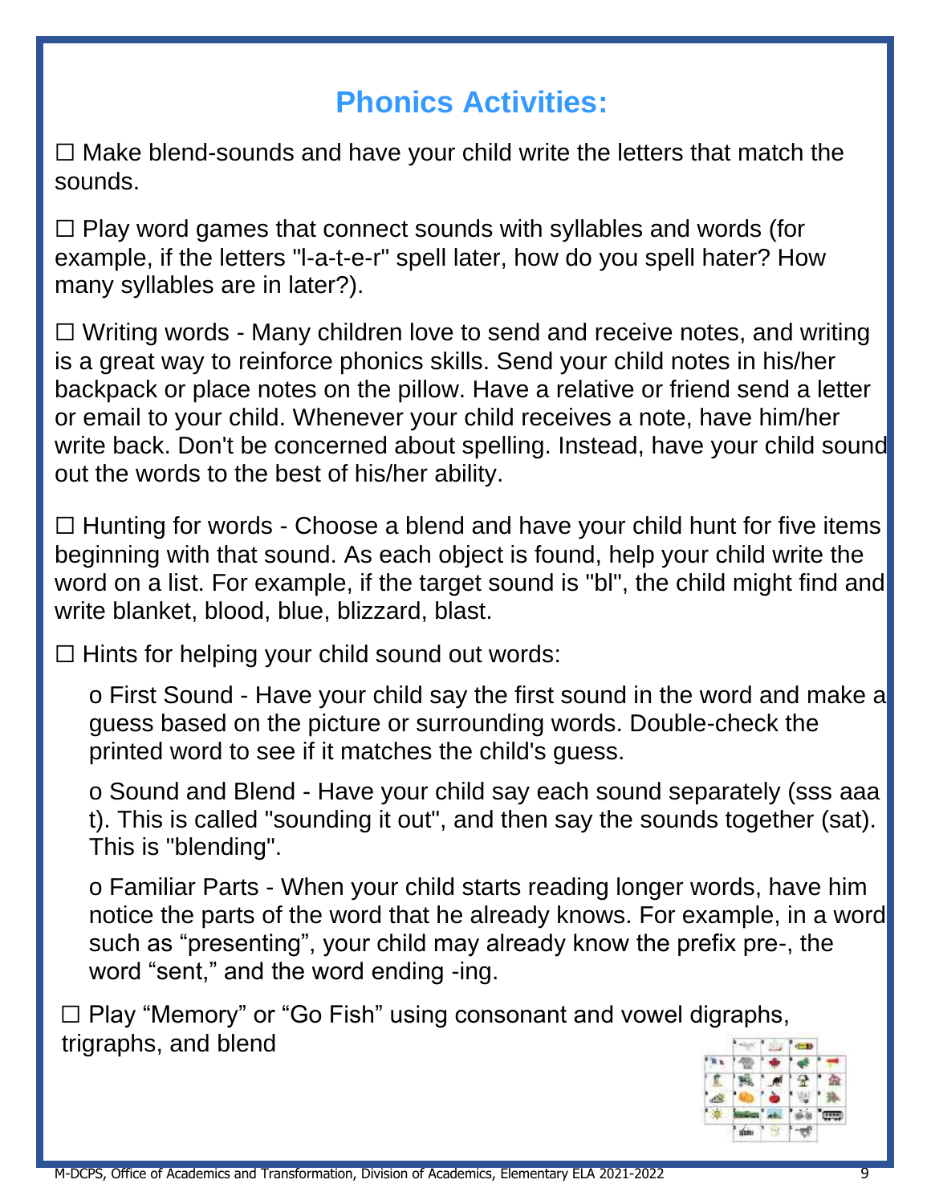# Phonics Activities:

☐ Make blend-sounds and have your child write the letters that match the sounds.

☐ Play word games that connect sounds with syllables and words (for example, if the letters "l-a-t-e-r" spell later, how do you spell hater? How many syllables are in later?).

☐ Writing words - Many children love to send and receive notes, and writing is a great way to reinforce phonics skills. Send your child notes in his/her backpack or place notes on the pillow. Have a relative or friend send a letter or email to your child. Whenever your child receives a note, have him/her write back. Don't be concerned about spelling. Instead, have your child sound out the words to the best of his/her ability.

☐ Hunting for words - Choose a blend and have your child hunt for five items beginning with that sound. As each object is found, help your child write the word on a list. For example, if the target sound is "bl", the child might find and write blanket, blood, blue, blizzard, blast.

☐ Hints for helping your child sound out words:

- o First Sound - Have your child say the first sound in the word and make a guess based on the picture or surrounding words. Double-check the printed word to see if it matches the child's guess.
- o Sound and Blend - Have your child say each sound separately (sss aaa t). This is called "sounding it out", and then say the sounds together (sat). This is "blending".
- o Familiar Parts - When your child starts reading longer words, have him notice the parts of the word that he already knows. For example, in a word such as “presenting”, your child may already know the prefix pre-, the word “sent,” and the word ending -ing.

☐ Play “Memory” or “Go Fish” using consonant and vowel digraphs, trigraphs, and blend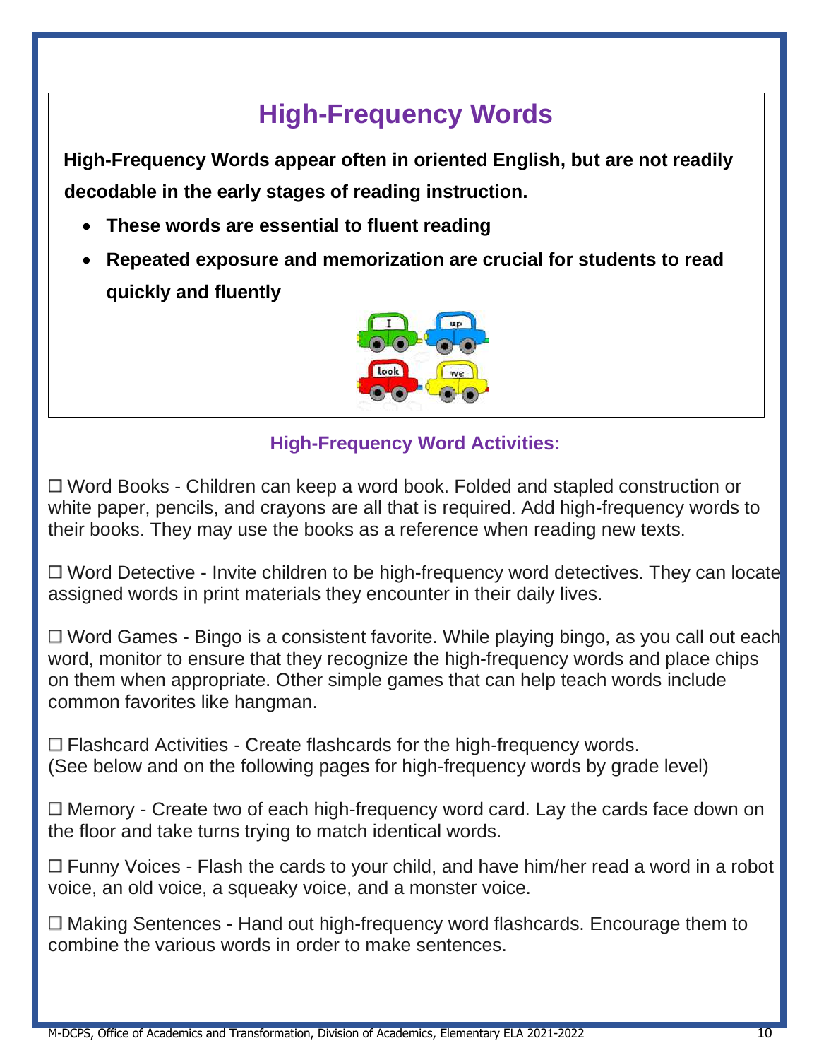# High-Frequency Words

**High-Frequency Words appear often in oriented English, but are not readily decodable in the early stages of reading instruction.**

- **These words are essential to fluent reading**
- **Repeated exposure and memorization are crucial for students to read quickly and fluently**

## High-Frequency Word Activities:

☐ Word Books - Children can keep a word book. Folded and stapled construction or white paper, pencils, and crayons are all that is required. Add high-frequency words to their books. They may use the books as a reference when reading new texts.

☐ Word Detective - Invite children to be high-frequency word detectives. They can locate assigned words in print materials they encounter in their daily lives.

☐ Word Games - Bingo is a consistent favorite. While playing bingo, as you call out each word, monitor to ensure that they recognize the high-frequency words and place chips on them when appropriate. Other simple games that can help teach words include common favorites like hangman.

☐ Flashcard Activities - Create flashcards for the high-frequency words. (See below and on the following pages for high-frequency words by grade level)

☐ Memory - Create two of each high-frequency word card. Lay the cards face down on the floor and take turns trying to match identical words.

☐ Funny Voices - Flash the cards to your child, and have him/her read a word in a robot voice, an old voice, a squeaky voice, and a monster voice.

☐ Making Sentences - Hand out high-frequency word flashcards. Encourage them to combine the various words in order to make sentences.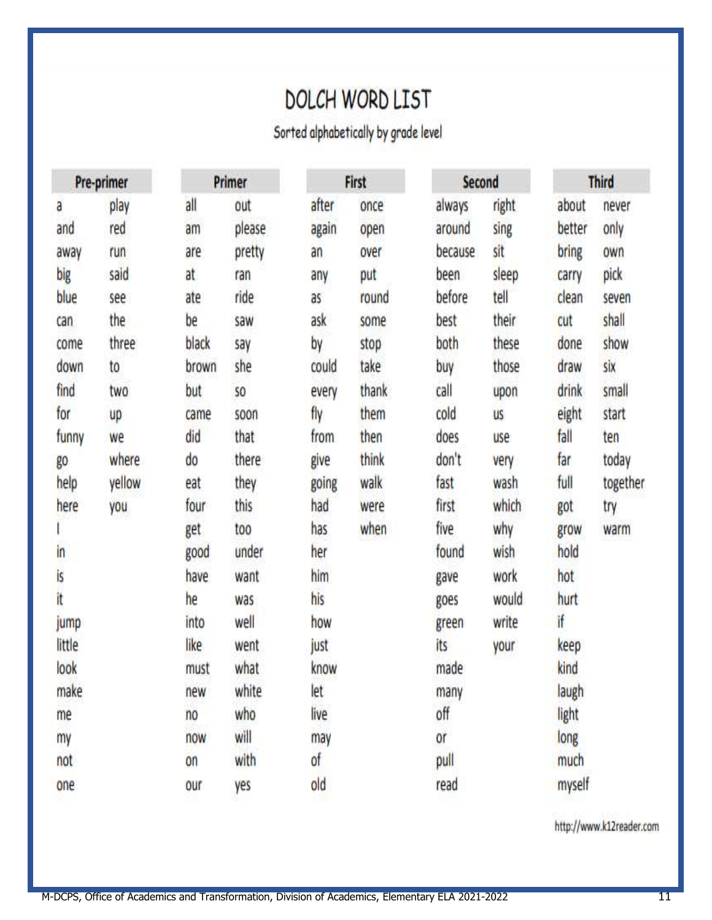# DOLCH WORD LIST

Sorted alphabetically by grade level

| Pre-primer | | Primer | | First | | Second | | Third | |
|---|---|---|---|---|---|---|---|---|---|
| a | play | all | out | after | once | always | right | about | never |
| and | red | am | please | again | open | around | sing | better | only |
| away | run | are | pretty | an | over | because | sit | bring | own |
| big | said | at | ran | any | put | been | sleep | carry | pick |
| blue | see | ate | ride | as | round | before | tell | clean | seven |
| can | the | be | saw | ask | some | best | their | cut | shall |
| come | three | black | say | by | stop | both | these | done | show |
| down | to | brown | she | could | take | buy | those | draw | six |
| find | two | but | so | every | thank | call | upon | drink | small |
| for | up | came | soon | fly | them | cold | us | eight | start |
| funny | we | did | that | from | then | does | use | fall | ten |
| go | where | do | there | give | think | don't | very | far | today |
| help | yellow | eat | they | going | walk | fast | wash | full | together |
| here | you | four | this | had | were | first | which | got | try |
| I | | get | too | has | when | five | why | grow | warm |
| in | | good | under | her | | found | wish | hold | |
| is | | have | want | him | | gave | work | hot | |
| it | | he | was | his | | goes | would | hurt | |
| jump | | into | well | how | | green | write | if | |
| little | | like | went | just | | its | your | keep | |
| look | | must | what | know | | made | | kind | |
| make | | new | white | let | | many | | laugh | |
| me | | no | who | live | | off | | light | |
| my | | now | will | may | | or | | long | |
| not | | on | with | of | | pull | | much | |
| one | | our | yes | old | | read | | myself | |

http://www.k12reader.com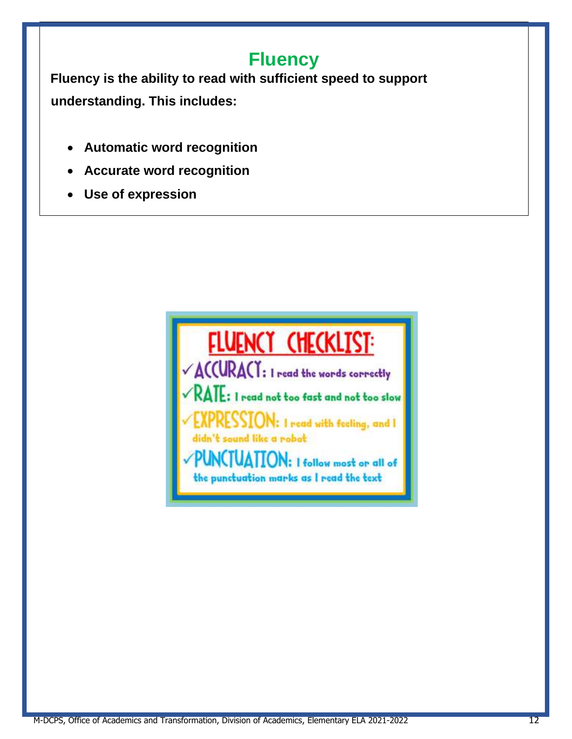# Fluency

**Fluency is the ability to read with sufficient speed to support understanding. This includes:**

- **Automatic word recognition**
- **Accurate word recognition**
- **Use of expression**

## FLUENCY CHECKLIST:

✓ **ACCURACY:** I read the words correctly

✓ **RATE:** I read not too fast and not too slow

✓ **EXPRESSION:** I read with feeling, and I didn't sound like a robot

✓ **PUNCTUATION:** I follow most or all of the punctuation marks as I read the text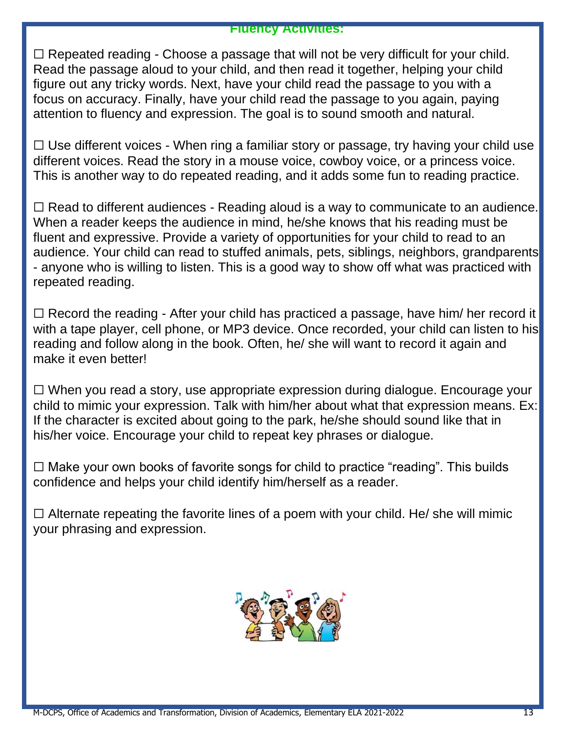## Fluency Activities:

☐ Repeated reading - Choose a passage that will not be very difficult for your child. Read the passage aloud to your child, and then read it together, helping your child figure out any tricky words. Next, have your child read the passage to you with a focus on accuracy. Finally, have your child read the passage to you again, paying attention to fluency and expression. The goal is to sound smooth and natural.

☐ Use different voices - When ring a familiar story or passage, try having your child use different voices. Read the story in a mouse voice, cowboy voice, or a princess voice. This is another way to do repeated reading, and it adds some fun to reading practice.

☐ Read to different audiences - Reading aloud is a way to communicate to an audience. When a reader keeps the audience in mind, he/she knows that his reading must be fluent and expressive. Provide a variety of opportunities for your child to read to an audience. Your child can read to stuffed animals, pets, siblings, neighbors, grandparents - anyone who is willing to listen. This is a good way to show off what was practiced with repeated reading.

☐ Record the reading - After your child has practiced a passage, have him/ her record it with a tape player, cell phone, or MP3 device. Once recorded, your child can listen to his reading and follow along in the book. Often, he/ she will want to record it again and make it even better!

☐ When you read a story, use appropriate expression during dialogue. Encourage your child to mimic your expression. Talk with him/her about what that expression means. Ex: If the character is excited about going to the park, he/she should sound like that in his/her voice. Encourage your child to repeat key phrases or dialogue.

☐ Make your own books of favorite songs for child to practice "reading". This builds confidence and helps your child identify him/herself as a reader.

☐ Alternate repeating the favorite lines of a poem with your child. He/ she will mimic your phrasing and expression.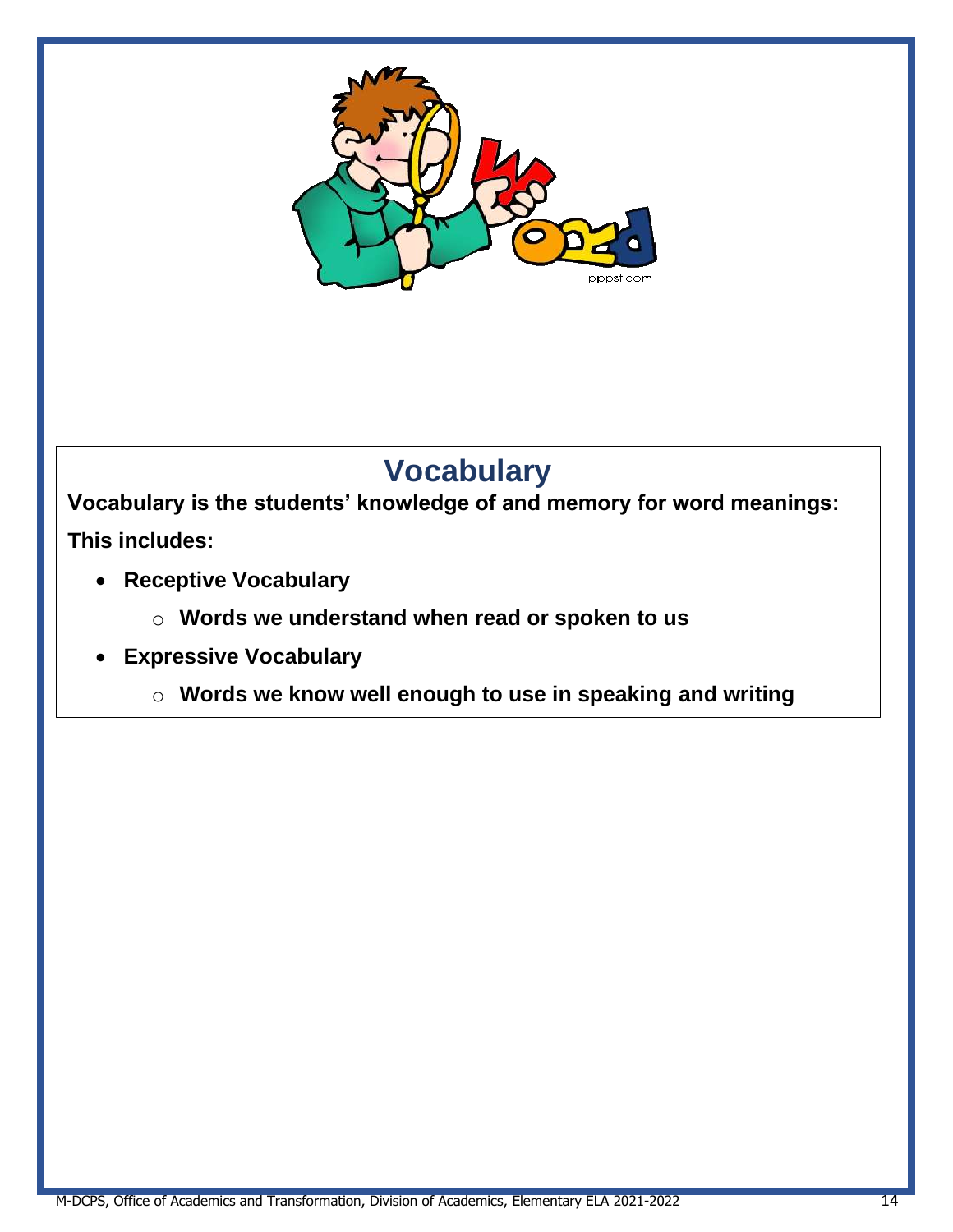# Vocabulary

**Vocabulary is the students' knowledge of and memory for word meanings:**

**This includes:**

- **Receptive Vocabulary**
  - **Words we understand when read or spoken to us**
- **Expressive Vocabulary**
  - **Words we know well enough to use in speaking and writing**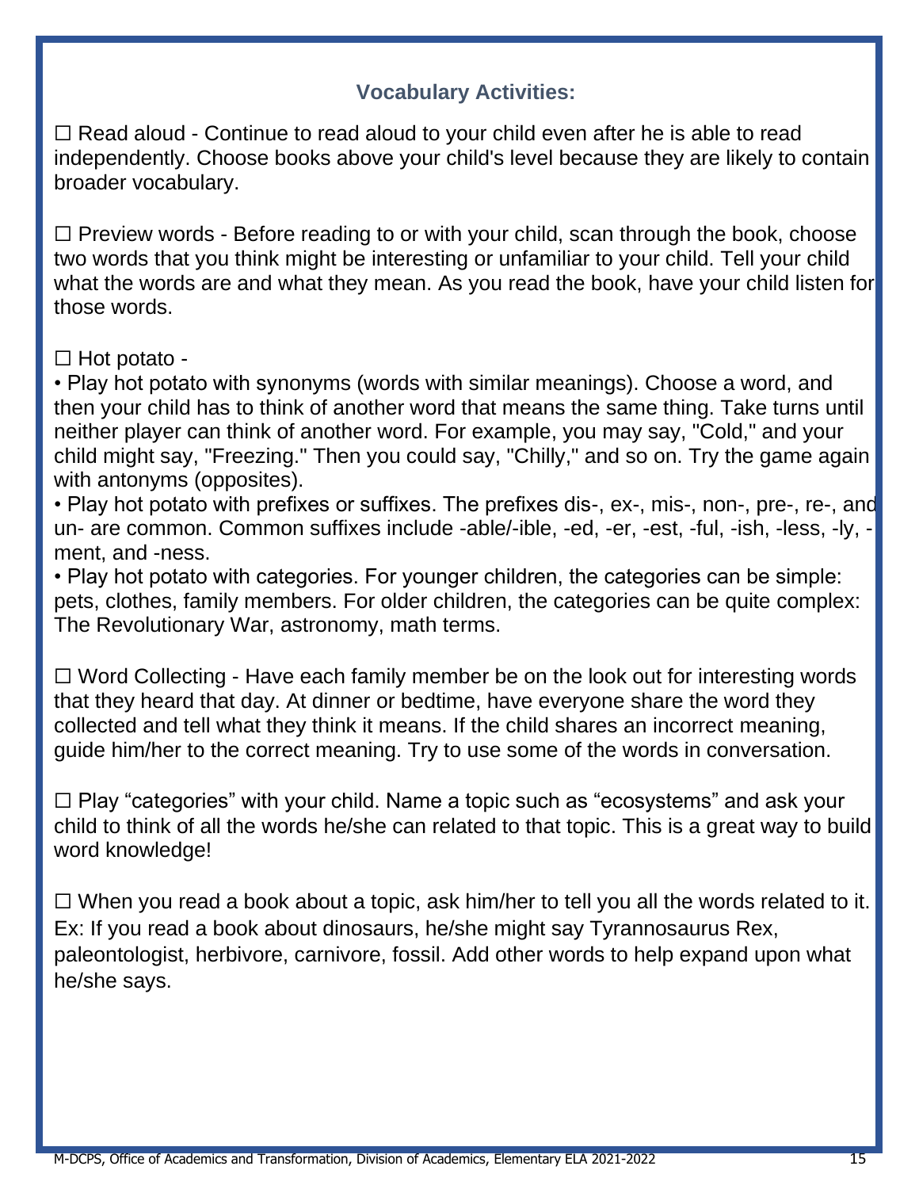## Vocabulary Activities:

☐ Read aloud - Continue to read aloud to your child even after he is able to read independently. Choose books above your child's level because they are likely to contain broader vocabulary.

☐ Preview words - Before reading to or with your child, scan through the book, choose two words that you think might be interesting or unfamiliar to your child. Tell your child what the words are and what they mean. As you read the book, have your child listen for those words.

☐ Hot potato -

- Play hot potato with synonyms (words with similar meanings). Choose a word, and then your child has to think of another word that means the same thing. Take turns until neither player can think of another word. For example, you may say, "Cold," and your child might say, "Freezing." Then you could say, "Chilly," and so on. Try the game again with antonyms (opposites).
- Play hot potato with prefixes or suffixes. The prefixes dis-, ex-, mis-, non-, pre-, re-, and un- are common. Common suffixes include -able/-ible, -ed, -er, -est, -ful, -ish, -less, -ly, -ment, and -ness.
- Play hot potato with categories. For younger children, the categories can be simple: pets, clothes, family members. For older children, the categories can be quite complex: The Revolutionary War, astronomy, math terms.

☐ Word Collecting - Have each family member be on the look out for interesting words that they heard that day. At dinner or bedtime, have everyone share the word they collected and tell what they think it means. If the child shares an incorrect meaning, guide him/her to the correct meaning. Try to use some of the words in conversation.

☐ Play “categories” with your child. Name a topic such as “ecosystems” and ask your child to think of all the words he/she can related to that topic. This is a great way to build word knowledge!

☐ When you read a book about a topic, ask him/her to tell you all the words related to it. Ex: If you read a book about dinosaurs, he/she might say Tyrannosaurus Rex, paleontologist, herbivore, carnivore, fossil. Add other words to help expand upon what he/she says.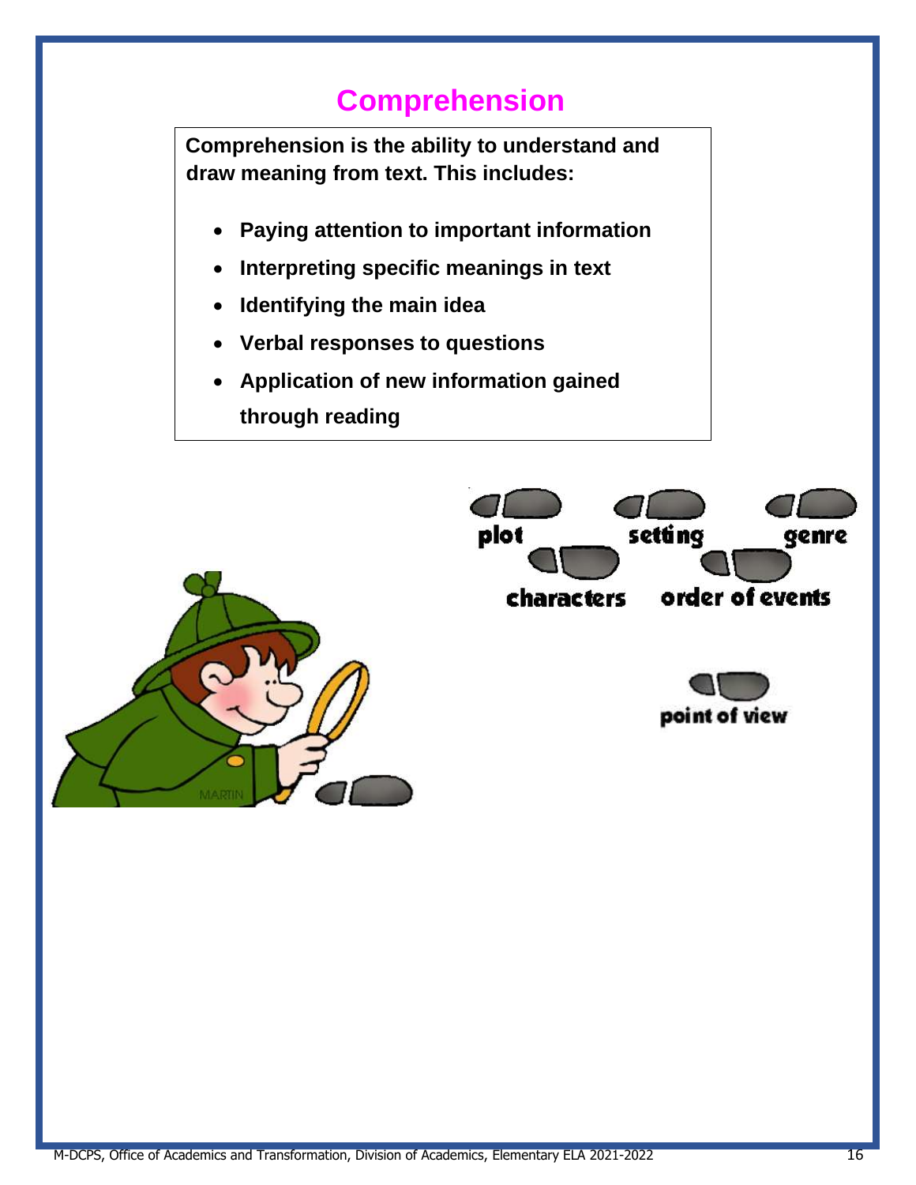# Comprehension

**Comprehension is the ability to understand and draw meaning from text. This includes:**

- **Paying attention to important information**
- **Interpreting specific meanings in text**
- **Identifying the main idea**
- **Verbal responses to questions**
- **Application of new information gained through reading**

plot setting genre

characters order of events

point of view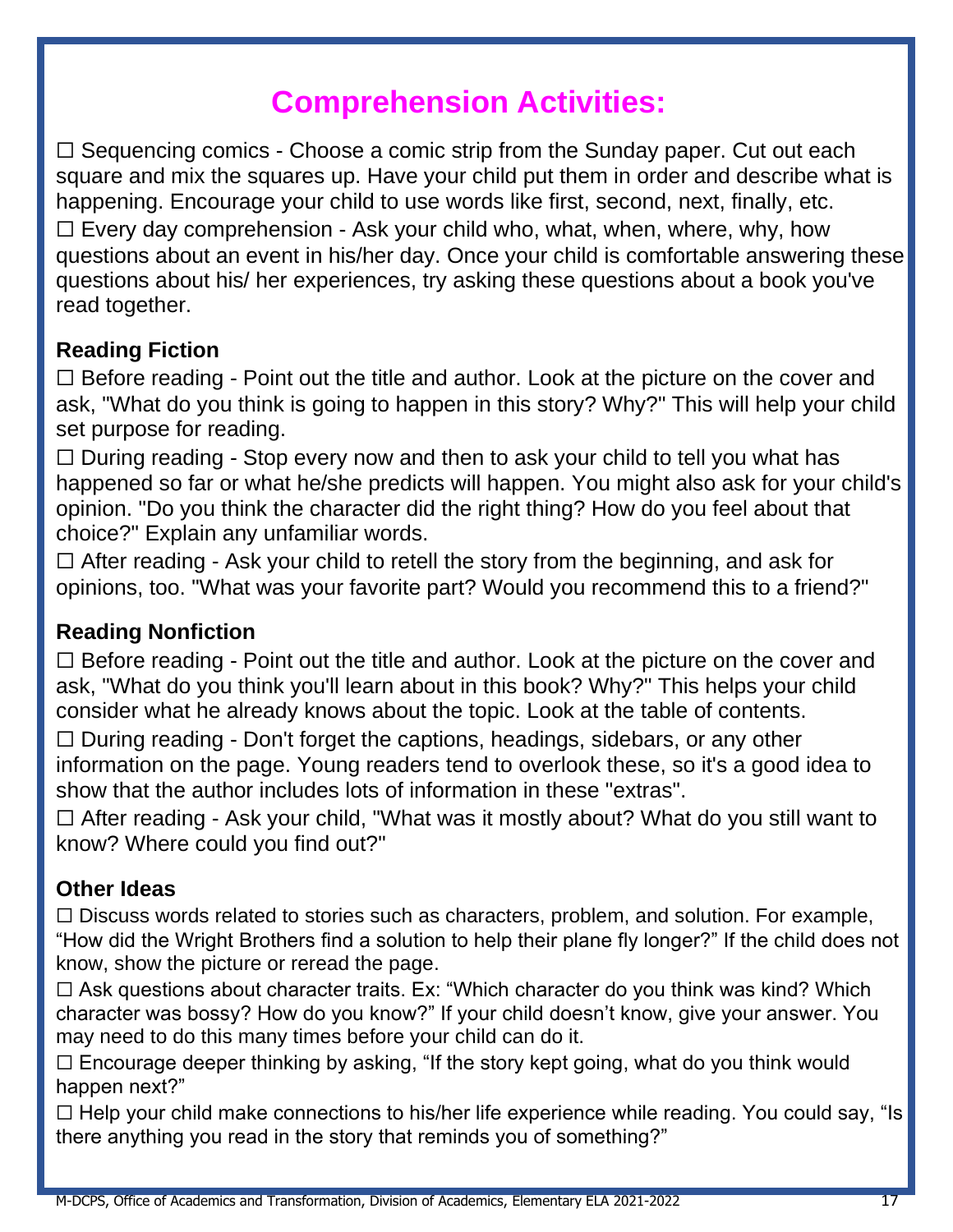# Comprehension Activities:

☐ Sequencing comics - Choose a comic strip from the Sunday paper. Cut out each square and mix the squares up. Have your child put them in order and describe what is happening. Encourage your child to use words like first, second, next, finally, etc.

☐ Every day comprehension - Ask your child who, what, when, where, why, how questions about an event in his/her day. Once your child is comfortable answering these questions about his/ her experiences, try asking these questions about a book you've read together.

## Reading Fiction

☐ Before reading - Point out the title and author. Look at the picture on the cover and ask, "What do you think is going to happen in this story? Why?" This will help your child set purpose for reading.

☐ During reading - Stop every now and then to ask your child to tell you what has happened so far or what he/she predicts will happen. You might also ask for your child's opinion. "Do you think the character did the right thing? How do you feel about that choice?" Explain any unfamiliar words.

☐ After reading - Ask your child to retell the story from the beginning, and ask for opinions, too. "What was your favorite part? Would you recommend this to a friend?"

## Reading Nonfiction

☐ Before reading - Point out the title and author. Look at the picture on the cover and ask, "What do you think you'll learn about in this book? Why?" This helps your child consider what he already knows about the topic. Look at the table of contents.

☐ During reading - Don't forget the captions, headings, sidebars, or any other information on the page. Young readers tend to overlook these, so it's a good idea to show that the author includes lots of information in these "extras".

☐ After reading - Ask your child, "What was it mostly about? What do you still want to know? Where could you find out?"

## Other Ideas

☐ Discuss words related to stories such as characters, problem, and solution. For example, "How did the Wright Brothers find a solution to help their plane fly longer?" If the child does not know, show the picture or reread the page.

☐ Ask questions about character traits. Ex: "Which character do you think was kind? Which character was bossy? How do you know?" If your child doesn't know, give your answer. You may need to do this many times before your child can do it.

☐ Encourage deeper thinking by asking, "If the story kept going, what do you think would happen next?"

☐ Help your child make connections to his/her life experience while reading. You could say, "Is there anything you read in the story that reminds you of something?"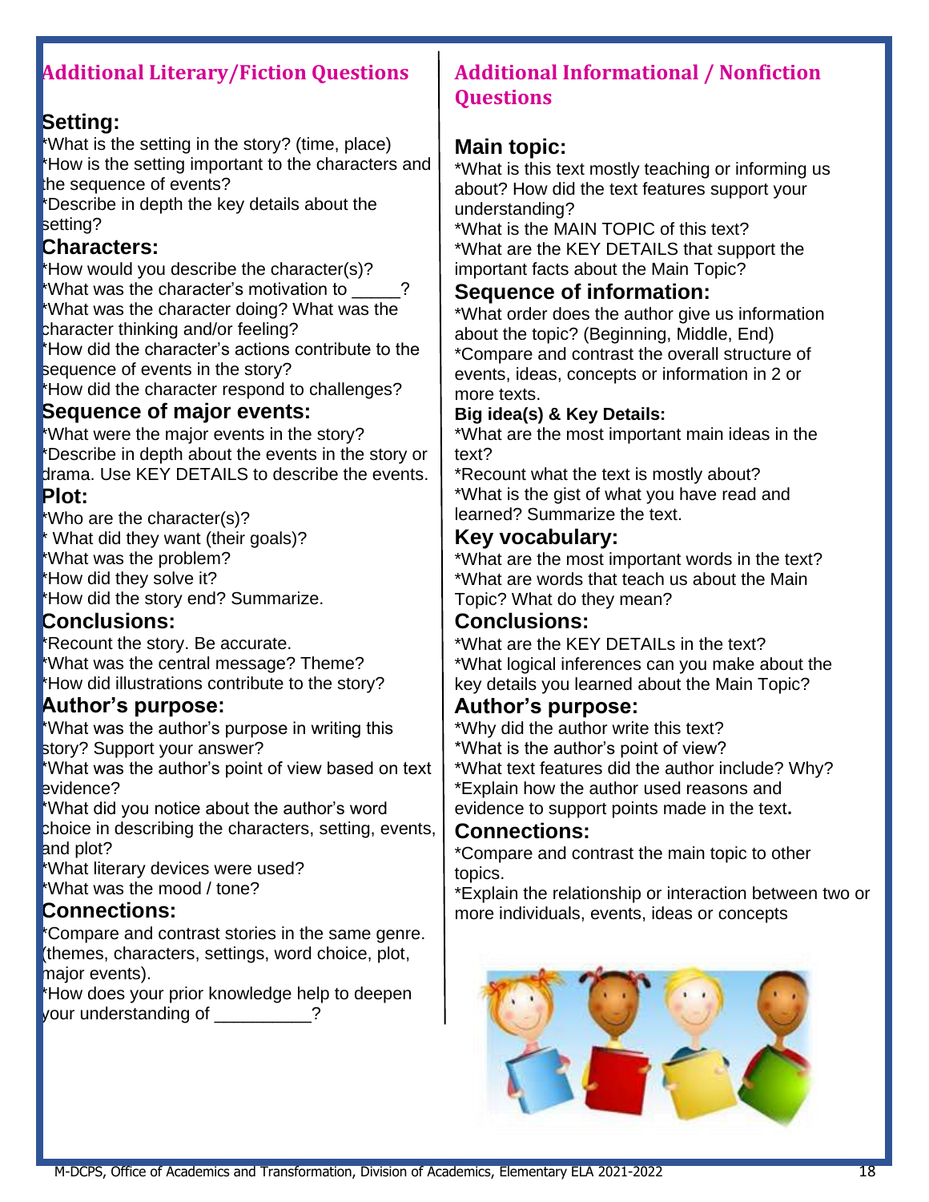## Additional Literary/Fiction Questions

### Setting:

*What is the setting in the story? (time, place)
*How is the setting important to the characters and the sequence of events?
*Describe in depth the key details about the setting?

### Characters:

*How would you describe the character(s)?
*What was the character's motivation to _____?
*What was the character doing? What was the character thinking and/or feeling?
*How did the character's actions contribute to the sequence of events in the story?
*How did the character respond to challenges?

### Sequence of major events:

*What were the major events in the story?
*Describe in depth about the events in the story or drama. Use KEY DETAILS to describe the events.

### Plot:

*Who are the character(s)?
* What did they want (their goals)?
*What was the problem?
*How did they solve it?
*How did the story end? Summarize.

### Conclusions:

*Recount the story. Be accurate.
*What was the central message? Theme?
*How did illustrations contribute to the story?

### Author's purpose:

*What was the author's purpose in writing this story? Support your answer?
*What was the author's point of view based on text evidence?
*What did you notice about the author's word choice in describing the characters, setting, events, and plot?
*What literary devices were used?
*What was the mood / tone?

### Connections:

*Compare and contrast stories in the same genre. (themes, characters, settings, word choice, plot, major events).
*How does your prior knowledge help to deepen your understanding of __________?

## Additional Informational / Nonfiction Questions

### Main topic:

*What is this text mostly teaching or informing us about? How did the text features support your understanding?
*What is the MAIN TOPIC of this text?
*What are the KEY DETAILS that support the important facts about the Main Topic?

### Sequence of information:

*What order does the author give us information about the topic? (Beginning, Middle, End)
*Compare and contrast the overall structure of events, ideas, concepts or information in 2 or more texts.

**Big idea(s) & Key Details:**

*What are the most important main ideas in the text?
*Recount what the text is mostly about?
*What is the gist of what you have read and learned? Summarize the text.

### Key vocabulary:

*What are the most important words in the text?
*What are words that teach us about the Main Topic? What do they mean?

### Conclusions:

*What are the KEY DETAILs in the text?
*What logical inferences can you make about the key details you learned about the Main Topic?

### Author's purpose:

*Why did the author write this text?
*What is the author's point of view?
*What text features did the author include? Why?
*Explain how the author used reasons and evidence to support points made in the text**.**

### Connections:

*Compare and contrast the main topic to other topics.
*Explain the relationship or interaction between two or more individuals, events, ideas or concepts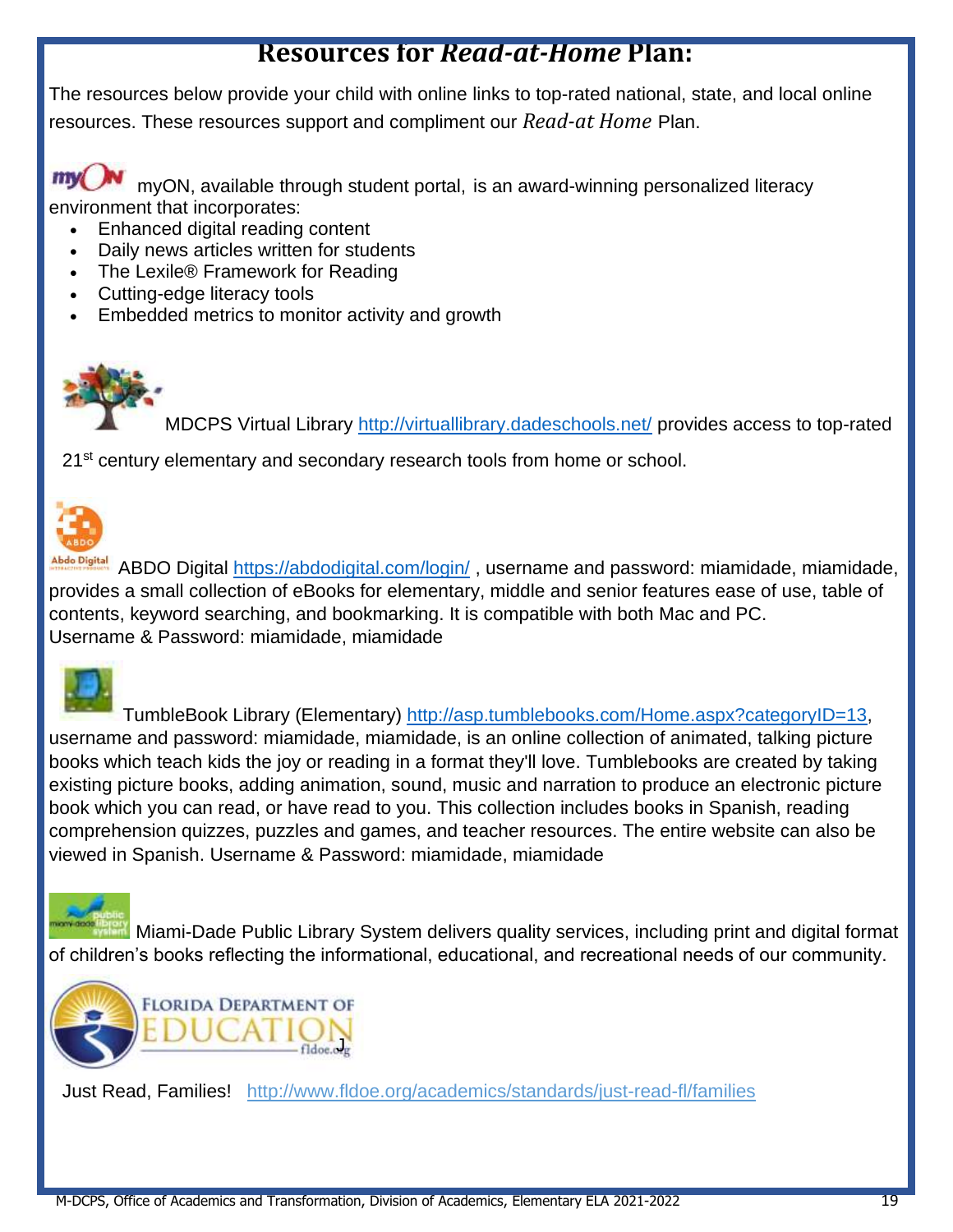# Resources for *Read-at-Home* Plan:

The resources below provide your child with online links to top-rated national, state, and local online resources. These resources support and compliment our *Read-at Home* Plan.

myON, available through student portal, is an award-winning personalized literacy environment that incorporates:

- Enhanced digital reading content
- Daily news articles written for students
- The Lexile® Framework for Reading
- Cutting-edge literacy tools
- Embedded metrics to monitor activity and growth

MDCPS Virtual Library http://virtuallibrary.dadeschools.net/ provides access to top-rated 21st century elementary and secondary research tools from home or school.

ABDO Digital https://abdodigital.com/login/ , username and password: miamidade, miamidade, provides a small collection of eBooks for elementary, middle and senior features ease of use, table of contents, keyword searching, and bookmarking. It is compatible with both Mac and PC. Username & Password: miamidade, miamidade

TumbleBook Library (Elementary) http://asp.tumblebooks.com/Home.aspx?categoryID=13, username and password: miamidade, miamidade, is an online collection of animated, talking picture books which teach kids the joy or reading in a format they'll love. Tumblebooks are created by taking existing picture books, adding animation, sound, music and narration to produce an electronic picture book which you can read, or have read to you. This collection includes books in Spanish, reading comprehension quizzes, puzzles and games, and teacher resources. The entire website can also be viewed in Spanish. Username & Password: miamidade, miamidade

Miami-Dade Public Library System delivers quality services, including print and digital format of children's books reflecting the informational, educational, and recreational needs of our community.

Just Read, Families! http://www.fldoe.org/academics/standards/just-read-fl/families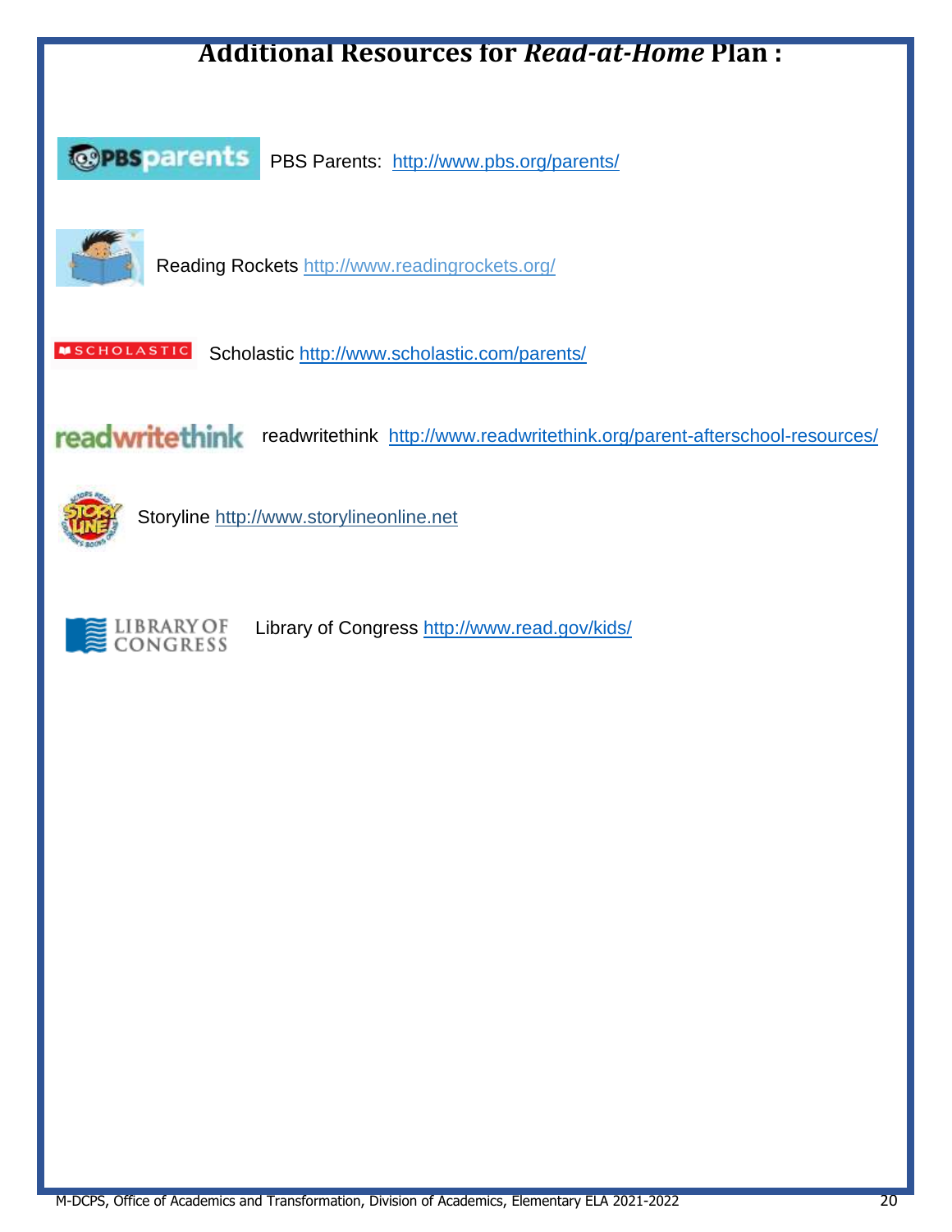# Additional Resources for *Read-at-Home* Plan :

PBS Parents: http://www.pbs.org/parents/

Reading Rockets http://www.readingrockets.org/

Scholastic http://www.scholastic.com/parents/

readwritethink http://www.readwritethink.org/parent-afterschool-resources/

Storyline http://www.storylineonline.net

Library of Congress http://www.read.gov/kids/